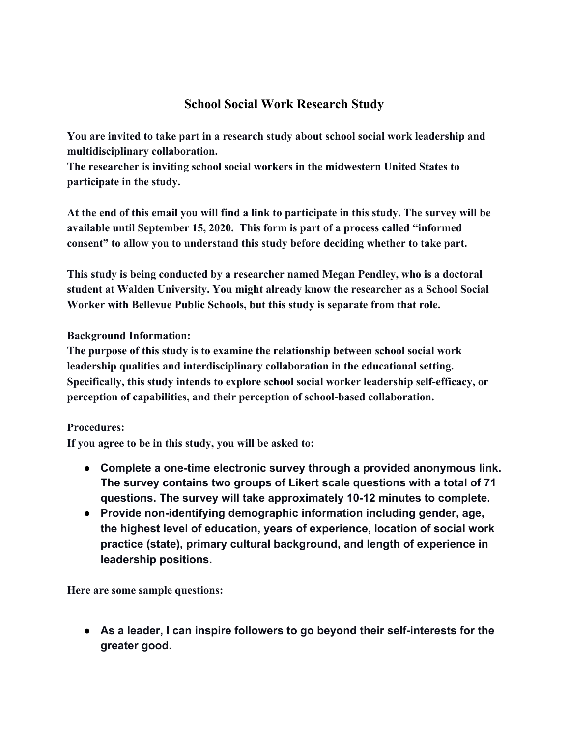## School Social Work Research Study

**You are invited to take part in a research study about school social work leadership and multidisciplinary collaboration.**
**The researcher is inviting school social workers in the midwestern United States to participate in the study.**

**At the end of this email you will find a link to participate in this study. The survey will be available until September 15, 2020. This form is part of a process called "informed consent" to allow you to understand this study before deciding whether to take part.**

**This study is being conducted by a researcher named Megan Pendley, who is a doctoral student at Walden University. You might already know the researcher as a School Social Worker with Bellevue Public Schools, but this study is separate from that role.**

**Background Information:**
**The purpose of this study is to examine the relationship between school social work leadership qualities and interdisciplinary collaboration in the educational setting. Specifically, this study intends to explore school social worker leadership self-efficacy, or perception of capabilities, and their perception of school-based collaboration.**

**Procedures:**
**If you agree to be in this study, you will be asked to:**

- **Complete a one-time electronic survey through a provided anonymous link. The survey contains two groups of Likert scale questions with a total of 71 questions. The survey will take approximately 10-12 minutes to complete.**
- **Provide non-identifying demographic information including gender, age, the highest level of education, years of experience, location of social work practice (state), primary cultural background, and length of experience in leadership positions.**

**Here are some sample questions:**

- **As a leader, I can inspire followers to go beyond their self-interests for the greater good.**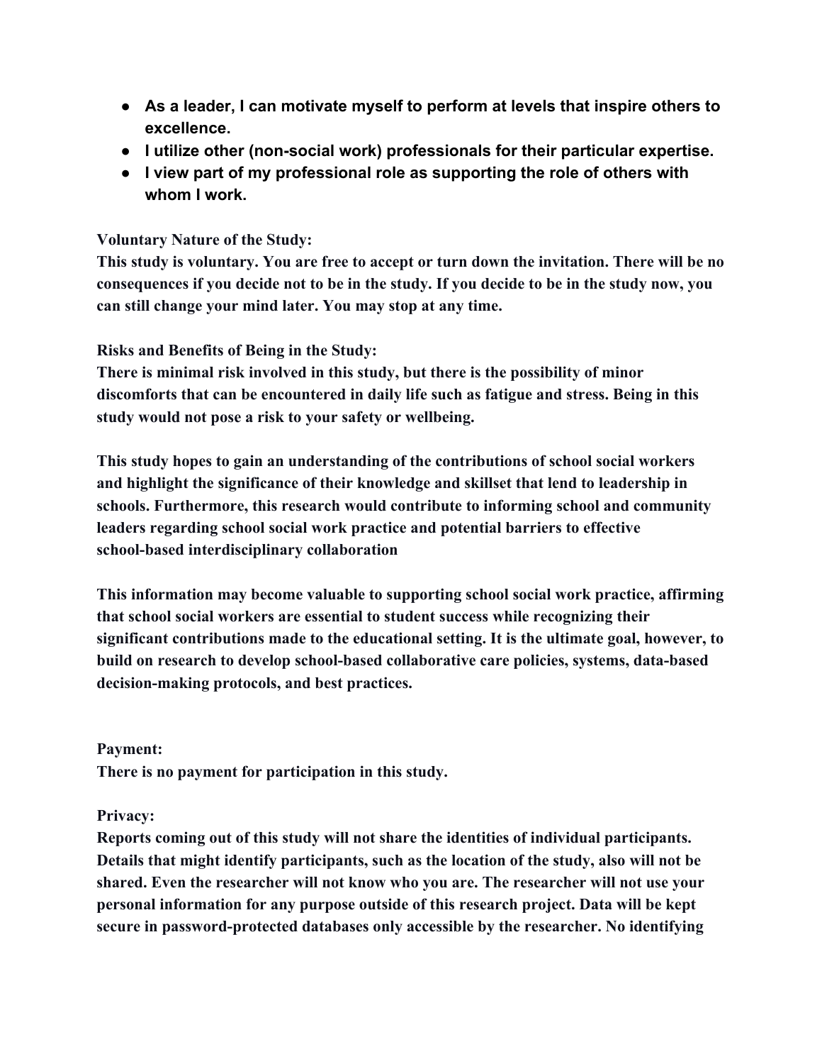- **As a leader, I can motivate myself to perform at levels that inspire others to excellence.**
- **I utilize other (non-social work) professionals for their particular expertise.**
- **I view part of my professional role as supporting the role of others with whom I work.**

**Voluntary Nature of the Study:**
**This study is voluntary. You are free to accept or turn down the invitation. There will be no consequences if you decide not to be in the study. If you decide to be in the study now, you can still change your mind later. You may stop at any time.**

**Risks and Benefits of Being in the Study:**
**There is minimal risk involved in this study, but there is the possibility of minor discomforts that can be encountered in daily life such as fatigue and stress. Being in this study would not pose a risk to your safety or wellbeing.**

**This study hopes to gain an understanding of the contributions of school social workers and highlight the significance of their knowledge and skillset that lend to leadership in schools. Furthermore, this research would contribute to informing school and community leaders regarding school social work practice and potential barriers to effective school-based interdisciplinary collaboration**

**This information may become valuable to supporting school social work practice, affirming that school social workers are essential to student success while recognizing their significant contributions made to the educational setting. It is the ultimate goal, however, to build on research to develop school-based collaborative care policies, systems, data-based decision-making protocols, and best practices.**

**Payment:**
**There is no payment for participation in this study.**

**Privacy:**
**Reports coming out of this study will not share the identities of individual participants. Details that might identify participants, such as the location of the study, also will not be shared. Even the researcher will not know who you are. The researcher will not use your personal information for any purpose outside of this research project. Data will be kept secure in password-protected databases only accessible by the researcher. No identifying**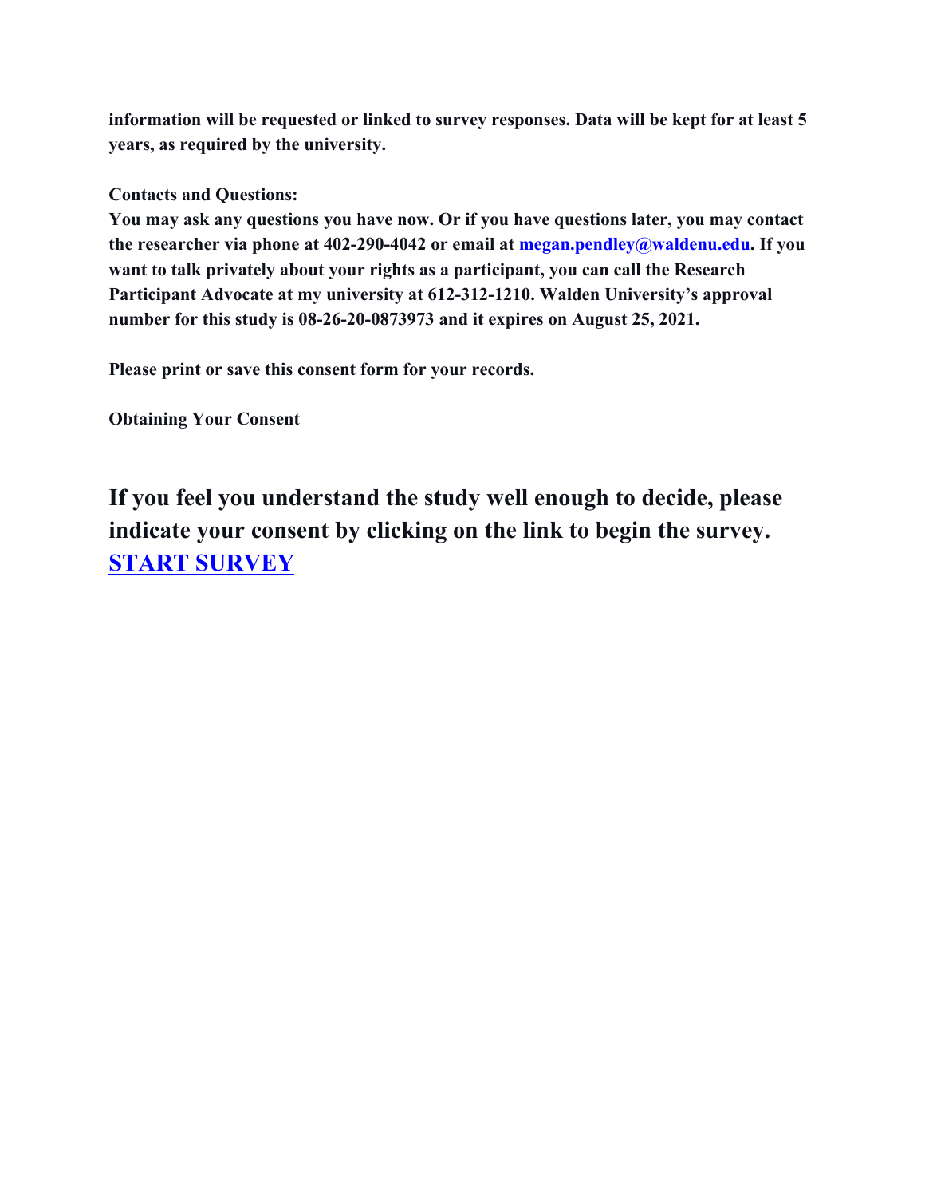**information will be requested or linked to survey responses. Data will be kept for at least 5 years, as required by the university.**

**Contacts and Questions:**

**You may ask any questions you have now. Or if you have questions later, you may contact the researcher via phone at 402-290-4042 or email at megan.pendley@waldenu.edu. If you want to talk privately about your rights as a participant, you can call the Research Participant Advocate at my university at 612-312-1210. Walden University's approval number for this study is 08-26-20-0873973 and it expires on August 25, 2021.**

**Please print or save this consent form for your records.**

**Obtaining Your Consent**

## If you feel you understand the study well enough to decide, please indicate your consent by clicking on the link to begin the survey. START SURVEY